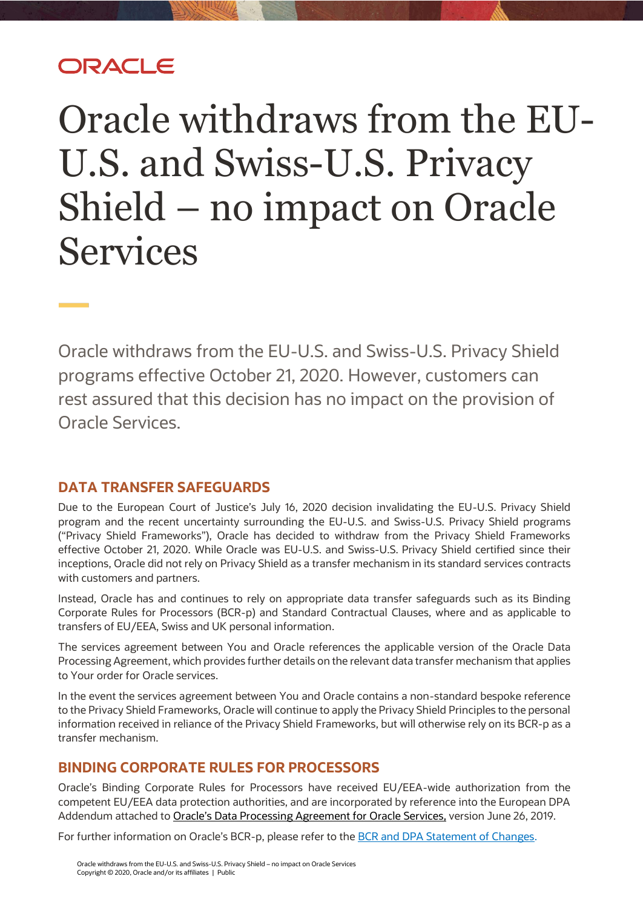ORACLE

# Oracle withdraws from the EU-U.S. and Swiss-U.S. Privacy Shield – no impact on Oracle Services

Oracle withdraws from the EU-U.S. and Swiss-U.S. Privacy Shield programs effective October 21, 2020. However, customers can rest assured that this decision has no impact on the provision of Oracle Services.

## DATA TRANSFER SAFEGUARDS

Due to the European Court of Justice's July 16, 2020 decision invalidating the EU-U.S. Privacy Shield program and the recent uncertainty surrounding the EU-U.S. and Swiss-U.S. Privacy Shield programs ("Privacy Shield Frameworks"), Oracle has decided to withdraw from the Privacy Shield Frameworks effective October 21, 2020. While Oracle was EU-U.S. and Swiss-U.S. Privacy Shield certified since their inceptions, Oracle did not rely on Privacy Shield as a transfer mechanism in its standard services contracts with customers and partners.

Instead, Oracle has and continues to rely on appropriate data transfer safeguards such as its Binding Corporate Rules for Processors (BCR-p) and Standard Contractual Clauses, where and as applicable to transfers of EU/EEA, Swiss and UK personal information.

The services agreement between You and Oracle references the applicable version of the Oracle Data Processing Agreement, which provides further details on the relevant data transfer mechanism that applies to Your order for Oracle services.

In the event the services agreement between You and Oracle contains a non-standard bespoke reference to the Privacy Shield Frameworks, Oracle will continue to apply the Privacy Shield Principles to the personal information received in reliance of the Privacy Shield Frameworks, but will otherwise rely on its BCR-p as a transfer mechanism.

## BINDING CORPORATE RULES FOR PROCESSORS

Oracle's Binding Corporate Rules for Processors have received EU/EEA-wide authorization from the competent EU/EEA data protection authorities, and are incorporated by reference into the European DPA Addendum attached to Oracle's Data Processing Agreement for Oracle Services, version June 26, 2019.

For further information on Oracle's BCR-p, please refer to the BCR and DPA Statement of Changes.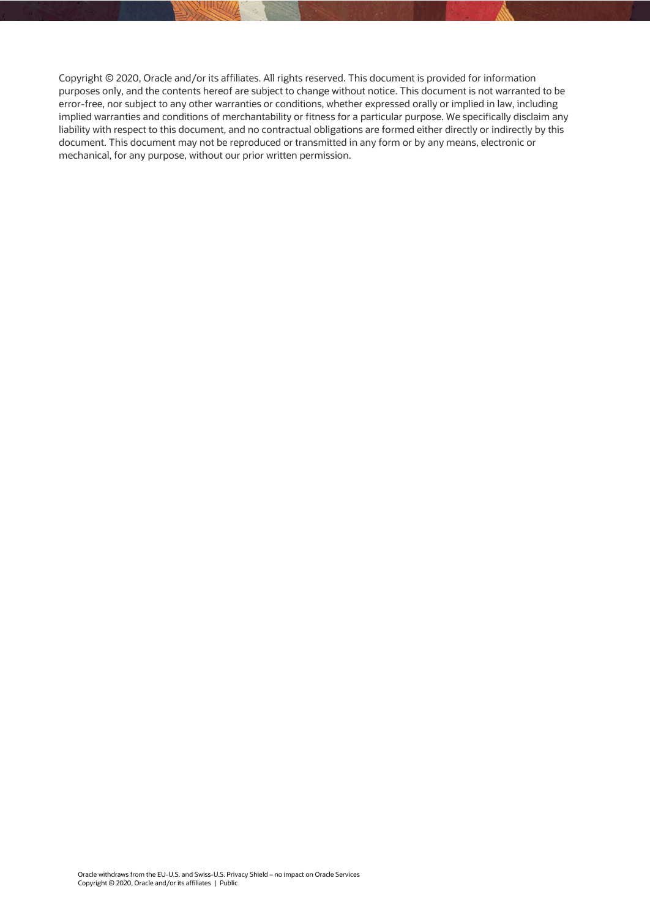Copyright © 2020, Oracle and/or its affiliates. All rights reserved. This document is provided for information purposes only, and the contents hereof are subject to change without notice. This document is not warranted to be error-free, nor subject to any other warranties or conditions, whether expressed orally or implied in law, including implied warranties and conditions of merchantability or fitness for a particular purpose. We specifically disclaim any liability with respect to this document, and no contractual obligations are formed either directly or indirectly by this document. This document may not be reproduced or transmitted in any form or by any means, electronic or mechanical, for any purpose, without our prior written permission.